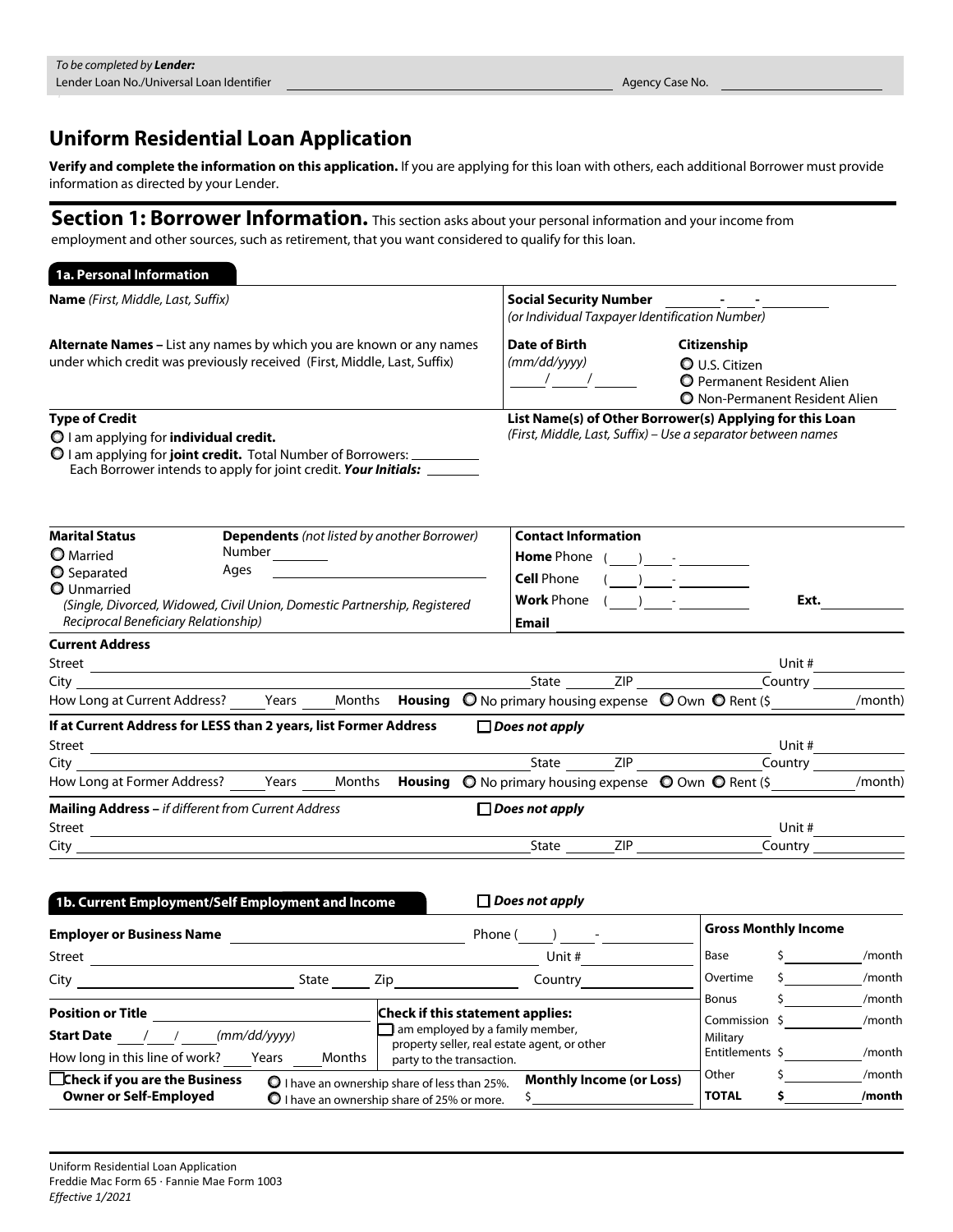*To be completed by* ***Lender:***
Lender Loan No./Universal Loan Identifier ______________________ Agency Case No. ______________

# Uniform Residential Loan Application

**Verify and complete the information on this application.** If you are applying for this loan with others, each additional Borrower must provide information as directed by your Lender.

## Section 1: Borrower Information.

This section asks about your personal information and your income from employment and other sources, such as retirement, that you want considered to qualify for this loan.

### 1a. Personal Information

**Name** *(First, Middle, Last, Suffix)*

**Social Security Number** ______-____-______
*(or Individual Taxpayer Identification Number)*

**Alternate Names –** List any names by which you are known or any names under which credit was previously received (First, Middle, Last, Suffix)

**Date of Birth**
*(mm/dd/yyyy)*
____/____/______

**Citizenship**
- ○ U.S. Citizen
- ○ Permanent Resident Alien
- ○ Non-Permanent Resident Alien

**Type of Credit**
- ○ I am applying for **individual credit.**
- ○ I am applying for **joint credit.** Total Number of Borrowers: ________
  Each Borrower intends to apply for joint credit. ***Your Initials:*** ______

**List Name(s) of Other Borrower(s) Applying for this Loan**
*(First, Middle, Last, Suffix) – Use a separator between names*

**Marital Status**
- ○ Married
- ○ Separated
- ○ Unmarried
  *(Single, Divorced, Widowed, Civil Union, Domestic Partnership, Registered Reciprocal Beneficiary Relationship)*

**Dependents** *(not listed by another Borrower)*
Number ______
Ages ______________

**Contact Information**
**Home** Phone (____) ____-________
**Cell** Phone (____) ____-________
**Work** Phone (____) ____-________ **Ext.** ______
**Email** ____________________

**Current Address**
Street ______________________________ Unit # ______
City ______________________ State ______ ZIP ________ Country ______
How Long at Current Address? ____ Years ____ Months **Housing** ○ No primary housing expense ○ Own ○ Rent ($ ________ /month)

**If at Current Address for LESS than 2 years, list Former Address** ☐ ***Does not apply***
Street ______________________________ Unit # ______
City ______________________ State ______ ZIP ________ Country ______
How Long at Former Address? ____ Years ____ Months **Housing** ○ No primary housing expense ○ Own ○ Rent ($ ________ /month)

**Mailing Address –** *if different from Current Address* ☐ ***Does not apply***
Street ______________________________ Unit # ______
City ______________________ State ______ ZIP ________ Country ______

### 1b. Current Employment/Self Employment and Income

☐ ***Does not apply***

**Employer or Business Name** ______________________ Phone (____) ____-________
Street ______________________ Unit # ______
City ______________ State ______ Zip ________ Country ______

**Position or Title** ______________________
**Start Date** ____/____/______ *(mm/dd/yyyy)*
How long in this line of work? ____ Years ____ Months

**Check if this statement applies:**
☐ I am employed by a family member, property seller, real estate agent, or other party to the transaction.

☐ **Check if you are the Business Owner or Self-Employed**
- ○ I have an ownership share of less than 25%.
- ○ I have an ownership share of 25% or more.

**Monthly Income (or Loss)**
$ ____________

| **Gross Monthly Income** | | |
|---|---|---|
| Base | $ | /month |
| Overtime | $ | /month |
| Bonus | $ | /month |
| Commission | $ | /month |
| Military Entitlements | $ | /month |
| Other | $ | /month |
| **TOTAL** | **$** | **/month** |

Uniform Residential Loan Application
Freddie Mac Form 65 · Fannie Mae Form 1003
*Effective 1/2021*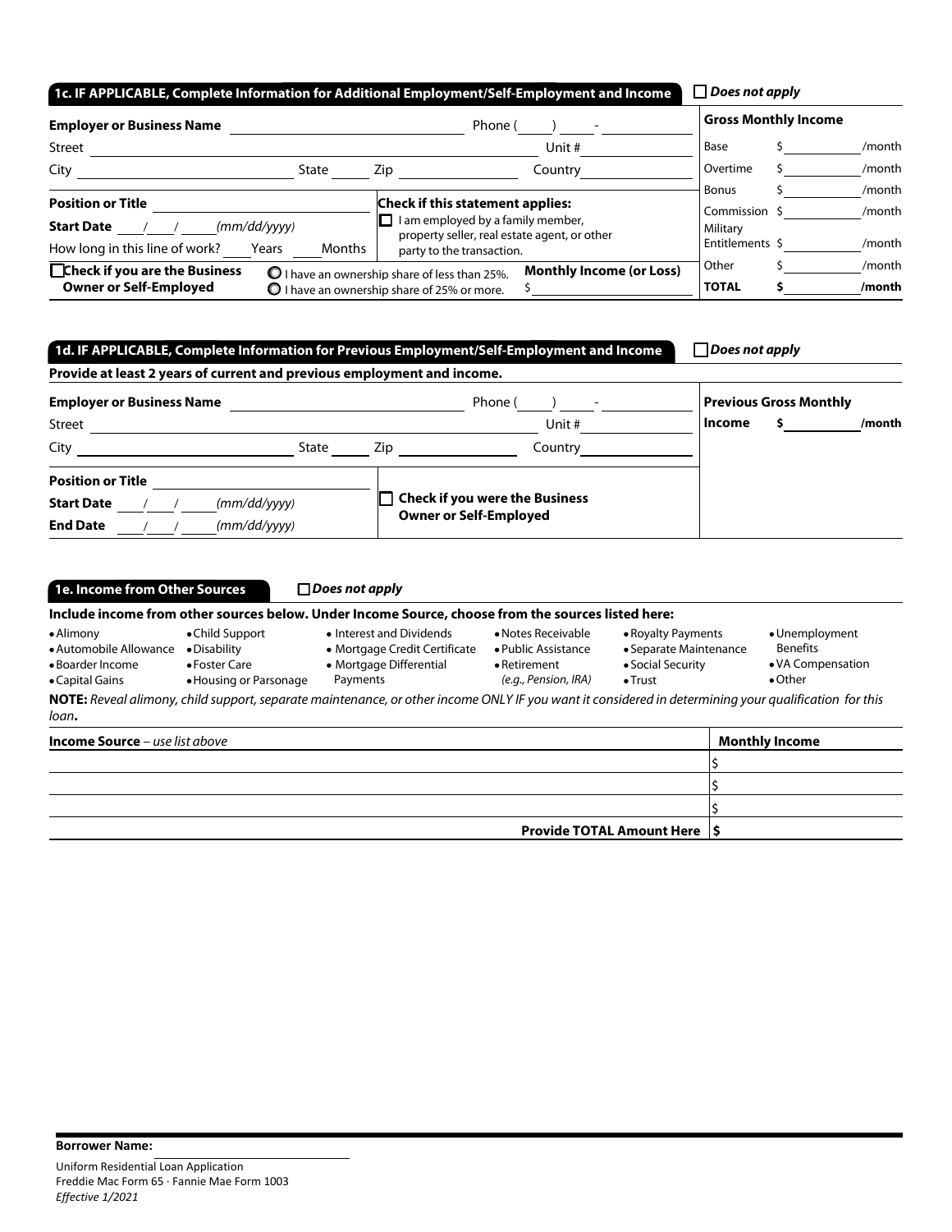### 1c. IF APPLICABLE, Complete Information for Additional Employment/Self-Employment and Income

☐ ***Does not apply***

**Employer or Business Name** ______________________ Phone (____) ____-________

Street ______________________________ Unit # ________

City ________________ State ____ Zip ________ Country ________

**Position or Title** ________________________

**Start Date** ___/___/_____ *(mm/dd/yyyy)*

How long in this line of work? ____ Years ____ Months

**Check if this statement applies:**

☐ I am employed by a family member, property seller, real estate agent, or other party to the transaction.

☐ **Check if you are the Business Owner or Self-Employed**

○ I have an ownership share of less than 25%.

○ I have an ownership share of 25% or more.

**Monthly Income (or Loss)** $ ________

| **Gross Monthly Income** | | |
|---|---|---|
| Base | $ | /month |
| Overtime | $ | /month |
| Bonus | $ | /month |
| Commission | $ | /month |
| Military Entitlements | $ | /month |
| Other | $ | /month |
| **TOTAL** | **$** | **/month** |

### 1d. IF APPLICABLE, Complete Information for Previous Employment/Self-Employment and Income

☐ ***Does not apply***

**Provide at least 2 years of current and previous employment and income.**

**Employer or Business Name** ______________________ Phone (____) ____-________

Street ______________________________ Unit # ________

City ________________ State ____ Zip ________ Country ________

**Position or Title** ________________________

**Start Date** ___/___/_____ *(mm/dd/yyyy)*

**End Date** ___/___/_____ *(mm/dd/yyyy)*

☐ **Check if you were the Business Owner or Self-Employed**

**Previous Gross Monthly Income** **$** ________ **/month**

### 1e. Income from Other Sources

☐ ***Does not apply***

**Include income from other sources below. Under Income Source, choose from the sources listed here:**

- Alimony
- Automobile Allowance
- Boarder Income
- Capital Gains
- Child Support
- Disability
- Foster Care
- Housing or Parsonage
- Interest and Dividends
- Mortgage Credit Certificate
- Mortgage Differential Payments
- Notes Receivable
- Public Assistance
- Retirement *(e.g., Pension, IRA)*
- Royalty Payments
- Separate Maintenance
- Social Security
- Trust
- Unemployment Benefits
- VA Compensation
- Other

**NOTE:** *Reveal alimony, child support, separate maintenance, or other income ONLY IF you want it considered in determining your qualification for this loan***.**

| **Income Source** – *use list above* | **Monthly Income** |
|---|---|
| | $ |
| | $ |
| | $ |
| **Provide TOTAL Amount Here** | **$** |

**Borrower Name:** ________________________

Uniform Residential Loan Application
Freddie Mac Form 65 · Fannie Mae Form 1003
*Effective 1/2021*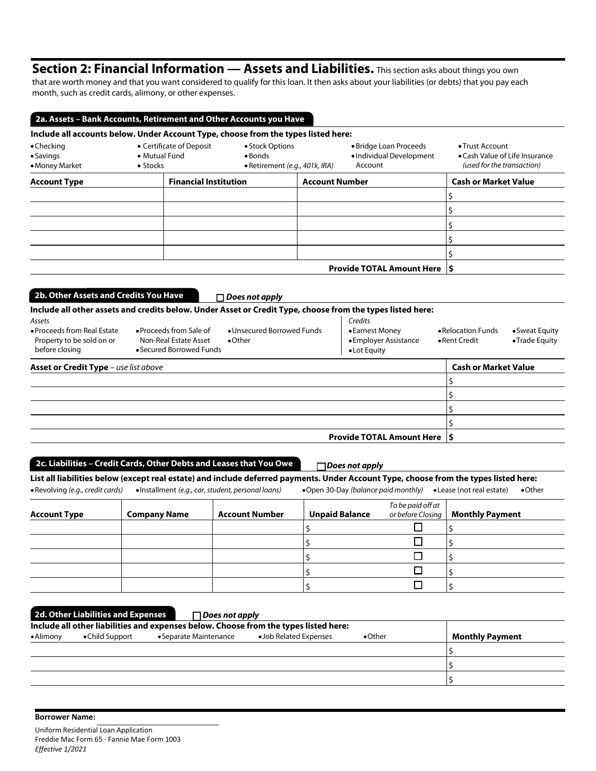## Section 2: Financial Information — Assets and Liabilities.

This section asks about things you own that are worth money and that you want considered to qualify for this loan. It then asks about your liabilities (or debts) that you pay each month, such as credit cards, alimony, or other expenses.

### 2a. Assets – Bank Accounts, Retirement and Other Accounts you Have

**Include all accounts below. Under Account Type, choose from the types listed here:**

- Checking
- Savings
- Money Market
- Certificate of Deposit
- Mutual Fund
- Stocks
- Stock Options
- Bonds
- Retirement *(e.g., 401k, IRA)*
- Bridge Loan Proceeds
- Individual Development Account
- Trust Account
- Cash Value of Life Insurance *(used for the transaction)*

| Account Type | Financial Institution | Account Number | Cash or Market Value |
|---|---|---|---|
| | | | $ |
| | | | $ |
| | | | $ |
| | | | $ |
| | | | $ |
| | | **Provide TOTAL Amount Here** | **$** |

### 2b. Other Assets and Credits You Have

☐ ***Does not apply***

**Include all other assets and credits below. Under Asset or Credit Type, choose from the types listed here:**

*Assets*

- Proceeds from Real Estate Property to be sold on or before closing
- Proceeds from Sale of Non-Real Estate Asset
- Secured Borrowed Funds
- Unsecured Borrowed Funds
- Other

*Credits*

- Earnest Money
- Employer Assistance
- Lot Equity
- Relocation Funds
- Rent Credit
- Sweat Equity
- Trade Equity

| Asset or Credit Type – *use list above* | Cash or Market Value |
|---|---|
| | $ |
| | $ |
| | $ |
| | $ |
| **Provide TOTAL Amount Here** | **$** |

### 2c. Liabilities – Credit Cards, Other Debts and Leases that You Owe

☐ ***Does not apply***

**List all liabilities below (except real estate) and include deferred payments. Under Account Type, choose from the types listed here:**

- Revolving *(e.g., credit cards)*
- Installment *(e.g., car, student, personal loans)*
- Open 30-Day *(balance paid monthly)*
- Lease (not real estate)
- Other

| Account Type | Company Name | Account Number | Unpaid Balance | *To be paid off at or before Closing* | Monthly Payment |
|---|---|---|---|---|---|
| | | | $ | ☐ | $ |
| | | | $ | ☐ | $ |
| | | | $ | ☐ | $ |
| | | | $ | ☐ | $ |
| | | | $ | ☐ | $ |

### 2d. Other Liabilities and Expenses

☐ ***Does not apply***

**Include all other liabilities and expenses below. Choose from the types listed here:**

- Alimony
- Child Support
- Separate Maintenance
- Job Related Expenses
- Other

| | Monthly Payment |
|---|---|
| | $ |
| | $ |
| | $ |

**Borrower Name:**

Uniform Residential Loan Application
Freddie Mac Form 65 · Fannie Mae Form 1003
*Effective 1/2021*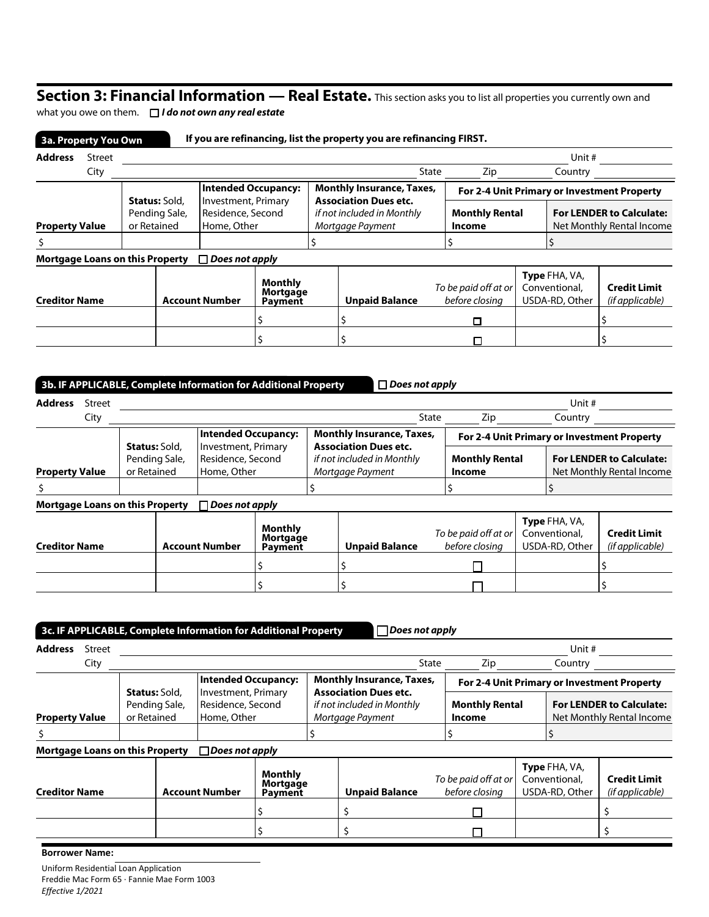## Section 3: Financial Information — Real Estate.

This section asks you to list all properties you currently own and what you owe on them. ☐ ***I do not own any real estate***

### 3a. Property You Own

**If you are refinancing, list the property you are refinancing FIRST.**

**Address** Street ______________________________ Unit # ______

City ______________________________ State ______ Zip ______ Country ______

| **Property Value** | **Status:** Sold, Pending Sale, or Retained | **Intended Occupancy:** Investment, Primary Residence, Second Home, Other | **Monthly Insurance, Taxes, Association Dues etc.** *if not included in Monthly Mortgage Payment* | **For 2-4 Unit Primary or Investment Property** **Monthly Rental Income** | **For LENDER to Calculate:** Net Monthly Rental Income |
|---|---|---|---|---|---|
| $ | | | $ | $ | $ |

**Mortgage Loans on this Property** ☐ ***Does not apply***

| **Creditor Name** | **Account Number** | **Monthly Mortgage Payment** | **Unpaid Balance** | *To be paid off at or before closing* | **Type** FHA, VA, Conventional, USDA-RD, Other | **Credit Limit** *(if applicable)* |
|---|---|---|---|---|---|---|
| | | $ | $ | ☐ | | $ |
| | | $ | $ | ☐ | | $ |

### 3b. IF APPLICABLE, Complete Information for Additional Property

☐ ***Does not apply***

**Address** Street ______________________________ Unit # ______

City ______________________________ State ______ Zip ______ Country ______

| **Property Value** | **Status:** Sold, Pending Sale, or Retained | **Intended Occupancy:** Investment, Primary Residence, Second Home, Other | **Monthly Insurance, Taxes, Association Dues etc.** *if not included in Monthly Mortgage Payment* | **For 2-4 Unit Primary or Investment Property** **Monthly Rental Income** | **For LENDER to Calculate:** Net Monthly Rental Income |
|---|---|---|---|---|---|
| $ | | | $ | $ | $ |

**Mortgage Loans on this Property** ☐ ***Does not apply***

| **Creditor Name** | **Account Number** | **Monthly Mortgage Payment** | **Unpaid Balance** | *To be paid off at or before closing* | **Type** FHA, VA, Conventional, USDA-RD, Other | **Credit Limit** *(if applicable)* |
|---|---|---|---|---|---|---|
| | | $ | $ | ☐ | | $ |
| | | $ | $ | ☐ | | $ |

### 3c. IF APPLICABLE, Complete Information for Additional Property

☐ ***Does not apply***

**Address** Street ______________________________ Unit # ______

City ______________________________ State ______ Zip ______ Country ______

| **Property Value** | **Status:** Sold, Pending Sale, or Retained | **Intended Occupancy:** Investment, Primary Residence, Second Home, Other | **Monthly Insurance, Taxes, Association Dues etc.** *if not included in Monthly Mortgage Payment* | **For 2-4 Unit Primary or Investment Property** **Monthly Rental Income** | **For LENDER to Calculate:** Net Monthly Rental Income |
|---|---|---|---|---|---|
| $ | | | $ | $ | $ |

**Mortgage Loans on this Property** ☐ ***Does not apply***

| **Creditor Name** | **Account Number** | **Monthly Mortgage Payment** | **Unpaid Balance** | *To be paid off at or before closing* | **Type** FHA, VA, Conventional, USDA-RD, Other | **Credit Limit** *(if applicable)* |
|---|---|---|---|---|---|---|
| | | $ | $ | ☐ | | $ |
| | | $ | $ | ☐ | | $ |

**Borrower Name:** ______________________________

Uniform Residential Loan Application
Freddie Mac Form 65 · Fannie Mae Form 1003
*Effective 1/2021*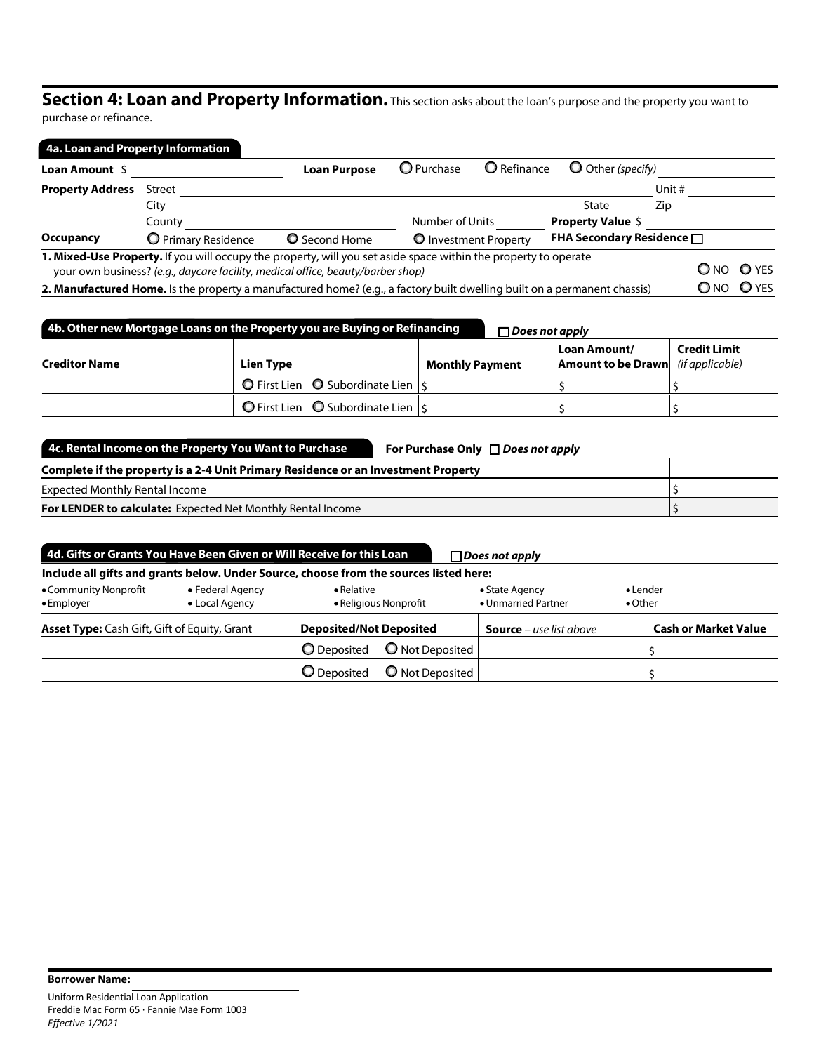## Section 4: Loan and Property Information.

This section asks about the loan's purpose and the property you want to purchase or refinance.

### 4a. Loan and Property Information

**Loan Amount** $ ________ **Loan Purpose** ○ Purchase ○ Refinance ○ Other *(specify)* ________

**Property Address** Street ________ Unit # ________

City ________ State ____ Zip ________

County ________ Number of Units ____ **Property Value** $ ________

**Occupancy** ○ Primary Residence ○ Second Home ○ Investment Property **FHA Secondary Residence** ☐

**1. Mixed-Use Property.** If you will occupy the property, will you set aside space within the property to operate your own business? *(e.g., daycare facility, medical office, beauty/barber shop)* ○ NO ○ YES

**2. Manufactured Home.** Is the property a manufactured home? (e.g., a factory built dwelling built on a permanent chassis) ○ NO ○ YES

### 4b. Other new Mortgage Loans on the Property you are Buying or Refinancing

☐ ***Does not apply***

| Creditor Name | Lien Type | Monthly Payment | Loan Amount/ Amount to be Drawn | Credit Limit *(if applicable)* |
|---|---|---|---|---|
| | ○ First Lien ○ Subordinate Lien | $ | $ | $ |
| | ○ First Lien ○ Subordinate Lien | $ | $ | $ |

### 4c. Rental Income on the Property You Want to Purchase

**For Purchase Only** ☐ ***Does not apply***

| Complete if the property is a 2-4 Unit Primary Residence or an Investment Property | |
|---|---|
| Expected Monthly Rental Income | $ |
| **For LENDER to calculate:** Expected Net Monthly Rental Income | $ |

### 4d. Gifts or Grants You Have Been Given or Will Receive for this Loan

☐ ***Does not apply***

**Include all gifts and grants below. Under Source, choose from the sources listed here:**

- Community Nonprofit
- Employer
- Federal Agency
- Local Agency
- Relative
- Religious Nonprofit
- State Agency
- Unmarried Partner
- Lender
- Other

| **Asset Type:** Cash Gift, Gift of Equity, Grant | Deposited/Not Deposited | **Source** – *use list above* | Cash or Market Value |
|---|---|---|---|
| | ○ Deposited ○ Not Deposited | | $ |
| | ○ Deposited ○ Not Deposited | | $ |

**Borrower Name:** ________

Uniform Residential Loan Application
Freddie Mac Form 65 · Fannie Mae Form 1003
*Effective 1/2021*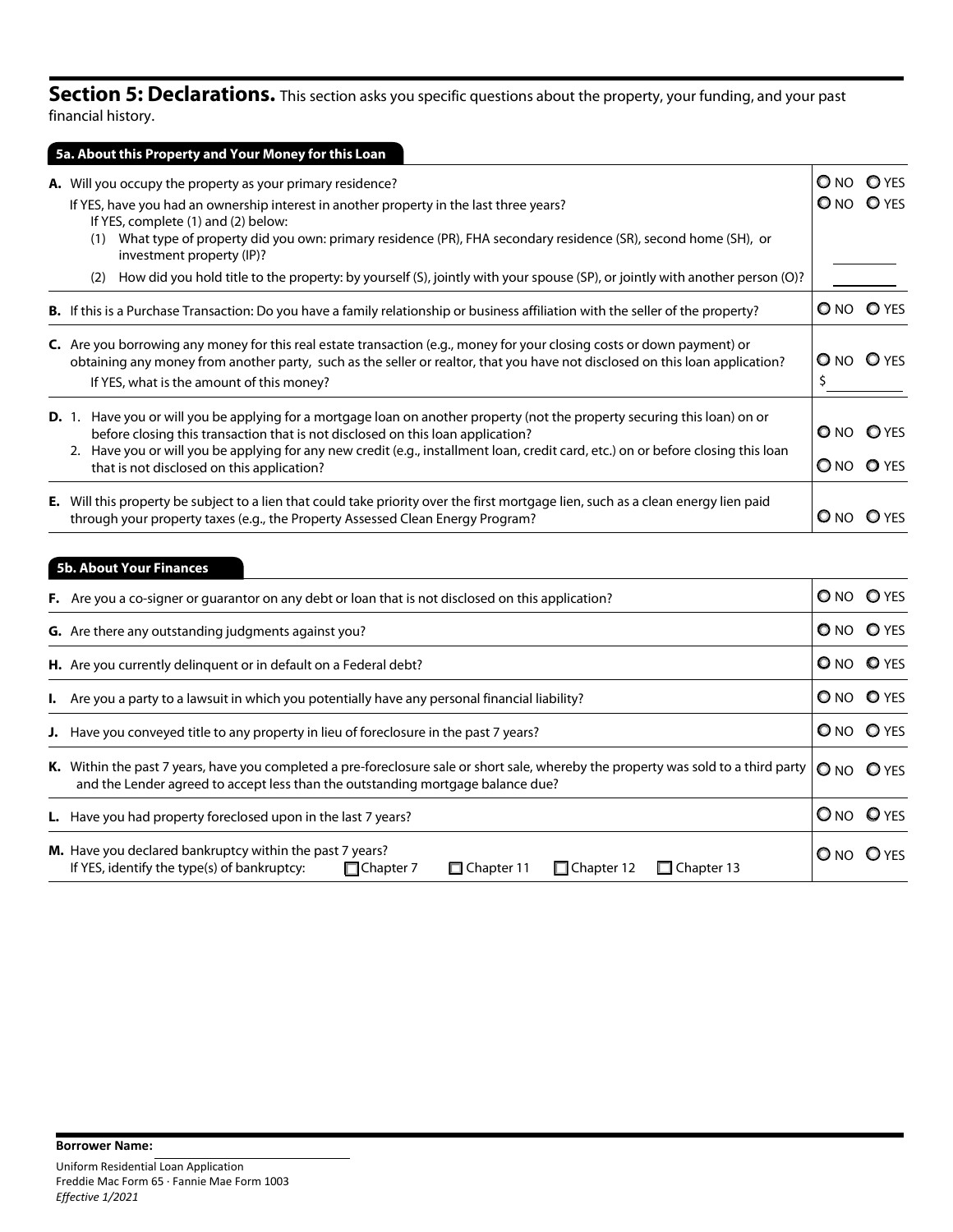## Section 5: Declarations.

This section asks you specific questions about the property, your funding, and your past financial history.

### 5a. About this Property and Your Money for this Loan

| Question | Answer |
|---|---|
| **A.** Will you occupy the property as your primary residence? | ○ NO ○ YES |
| If YES, have you had an ownership interest in another property in the last three years? If YES, complete (1) and (2) below: | ○ NO ○ YES |
| (1) What type of property did you own: primary residence (PR), FHA secondary residence (SR), second home (SH), or investment property (IP)? | ______ |
| (2) How did you hold title to the property: by yourself (S), jointly with your spouse (SP), or jointly with another person (O)? | ______ |
| **B.** If this is a Purchase Transaction: Do you have a family relationship or business affiliation with the seller of the property? | ○ NO ○ YES |
| **C.** Are you borrowing any money for this real estate transaction (e.g., money for your closing costs or down payment) or obtaining any money from another party, such as the seller or realtor, that you have not disclosed on this loan application? | ○ NO ○ YES |
| If YES, what is the amount of this money? | $ ______ |
| **D.** 1. Have you or will you be applying for a mortgage loan on another property (not the property securing this loan) on or before closing this transaction that is not disclosed on this loan application? | ○ NO ○ YES |
| 2. Have you or will you be applying for any new credit (e.g., installment loan, credit card, etc.) on or before closing this loan that is not disclosed on this application? | ○ NO ○ YES |
| **E.** Will this property be subject to a lien that could take priority over the first mortgage lien, such as a clean energy lien paid through your property taxes (e.g., the Property Assessed Clean Energy Program? | ○ NO ○ YES |

### 5b. About Your Finances

| Question | Answer |
|---|---|
| **F.** Are you a co-signer or guarantor on any debt or loan that is not disclosed on this application? | ○ NO ○ YES |
| **G.** Are there any outstanding judgments against you? | ○ NO ○ YES |
| **H.** Are you currently delinquent or in default on a Federal debt? | ○ NO ○ YES |
| **I.** Are you a party to a lawsuit in which you potentially have any personal financial liability? | ○ NO ○ YES |
| **J.** Have you conveyed title to any property in lieu of foreclosure in the past 7 years? | ○ NO ○ YES |
| **K.** Within the past 7 years, have you completed a pre-foreclosure sale or short sale, whereby the property was sold to a third party and the Lender agreed to accept less than the outstanding mortgage balance due? | ○ NO ○ YES |
| **L.** Have you had property foreclosed upon in the last 7 years? | ○ NO ○ YES |
| **M.** Have you declared bankruptcy within the past 7 years? If YES, identify the type(s) of bankruptcy: ☐ Chapter 7 ☐ Chapter 11 ☐ Chapter 12 ☐ Chapter 13 | ○ NO ○ YES |

**Borrower Name:** ______________________

Uniform Residential Loan Application
Freddie Mac Form 65 · Fannie Mae Form 1003
*Effective 1/2021*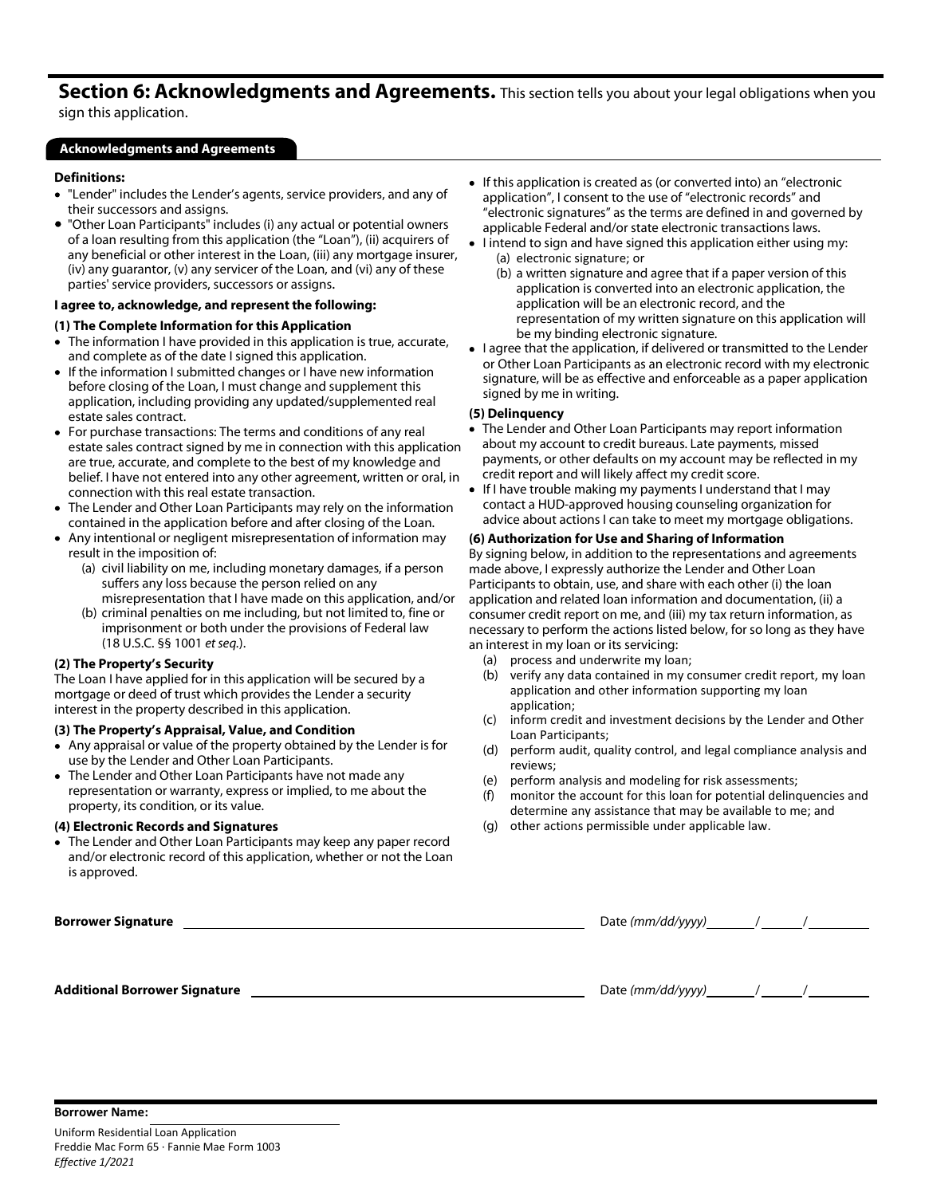## Section 6: Acknowledgments and Agreements.

This section tells you about your legal obligations when you sign this application.

### Acknowledgments and Agreements

**Definitions:**

- "Lender" includes the Lender's agents, service providers, and any of their successors and assigns.
- "Other Loan Participants" includes (i) any actual or potential owners of a loan resulting from this application (the "Loan"), (ii) acquirers of any beneficial or other interest in the Loan, (iii) any mortgage insurer, (iv) any guarantor, (v) any servicer of the Loan, and (vi) any of these parties' service providers, successors or assigns.

**I agree to, acknowledge, and represent the following:**

**(1) The Complete Information for this Application**

- The information I have provided in this application is true, accurate, and complete as of the date I signed this application.
- If the information I submitted changes or I have new information before closing of the Loan, I must change and supplement this application, including providing any updated/supplemented real estate sales contract.
- For purchase transactions: The terms and conditions of any real estate sales contract signed by me in connection with this application are true, accurate, and complete to the best of my knowledge and belief. I have not entered into any other agreement, written or oral, in connection with this real estate transaction.
- The Lender and Other Loan Participants may rely on the information contained in the application before and after closing of the Loan.
- Any intentional or negligent misrepresentation of information may result in the imposition of:
  - (a) civil liability on me, including monetary damages, if a person suffers any loss because the person relied on any misrepresentation that I have made on this application, and/or
  - (b) criminal penalties on me including, but not limited to, fine or imprisonment or both under the provisions of Federal law (18 U.S.C. §§ 1001 *et seq.*).

**(2) The Property's Security**

The Loan I have applied for in this application will be secured by a mortgage or deed of trust which provides the Lender a security interest in the property described in this application.

**(3) The Property's Appraisal, Value, and Condition**

- Any appraisal or value of the property obtained by the Lender is for use by the Lender and Other Loan Participants.
- The Lender and Other Loan Participants have not made any representation or warranty, express or implied, to me about the property, its condition, or its value.

**(4) Electronic Records and Signatures**

- The Lender and Other Loan Participants may keep any paper record and/or electronic record of this application, whether or not the Loan is approved.
- If this application is created as (or converted into) an "electronic application", I consent to the use of "electronic records" and "electronic signatures" as the terms are defined in and governed by applicable Federal and/or state electronic transactions laws.
- I intend to sign and have signed this application either using my:
  - (a) electronic signature; or
  - (b) a written signature and agree that if a paper version of this application is converted into an electronic application, the application will be an electronic record, and the representation of my written signature on this application will be my binding electronic signature.
- I agree that the application, if delivered or transmitted to the Lender or Other Loan Participants as an electronic record with my electronic signature, will be as effective and enforceable as a paper application signed by me in writing.

**(5) Delinquency**

- The Lender and Other Loan Participants may report information about my account to credit bureaus. Late payments, missed payments, or other defaults on my account may be reflected in my credit report and will likely affect my credit score.
- If I have trouble making my payments I understand that I may contact a HUD-approved housing counseling organization for advice about actions I can take to meet my mortgage obligations.

**(6) Authorization for Use and Sharing of Information**

By signing below, in addition to the representations and agreements made above, I expressly authorize the Lender and Other Loan Participants to obtain, use, and share with each other (i) the loan application and related loan information and documentation, (ii) a consumer credit report on me, and (iii) my tax return information, as necessary to perform the actions listed below, for so long as they have an interest in my loan or its servicing:

- (a) process and underwrite my loan;
- (b) verify any data contained in my consumer credit report, my loan application and other information supporting my loan application;
- (c) inform credit and investment decisions by the Lender and Other Loan Participants;
- (d) perform audit, quality control, and legal compliance analysis and reviews;
- (e) perform analysis and modeling for risk assessments;
- (f) monitor the account for this loan for potential delinquencies and determine any assistance that may be available to me; and
- (g) other actions permissible under applicable law.

**Borrower Signature** ________________________________ Date *(mm/dd/yyyy)* ____/____/______

**Additional Borrower Signature** ________________________________ Date *(mm/dd/yyyy)* ____/____/______

**Borrower Name:** ____________________

Uniform Residential Loan Application
Freddie Mac Form 65 · Fannie Mae Form 1003
*Effective 1/2021*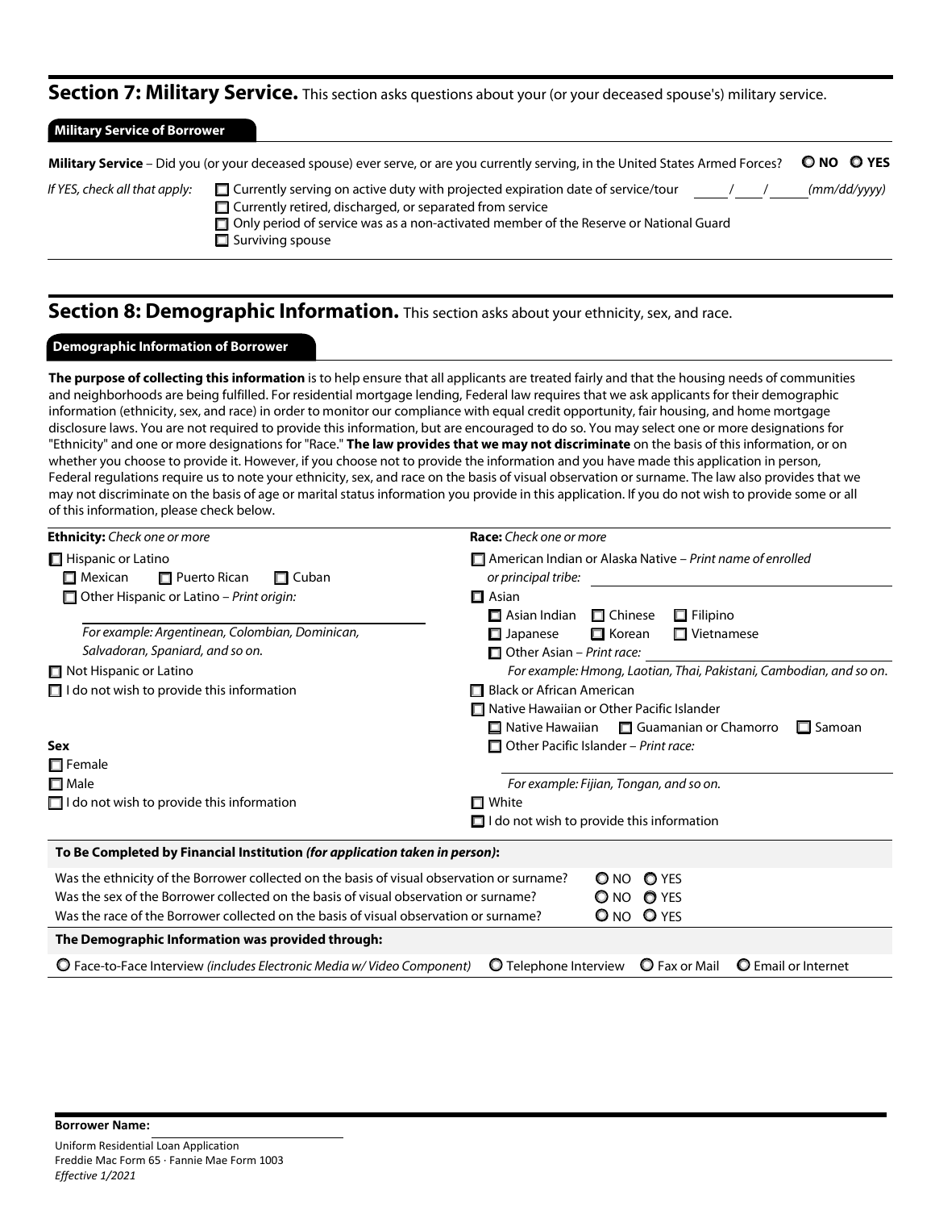## Section 7: Military Service. This section asks questions about your (or your deceased spouse's) military service.

### Military Service of Borrower

**Military Service** – Did you (or your deceased spouse) ever serve, or are you currently serving, in the United States Armed Forces? ○ **NO** ○ **YES**

*If YES, check all that apply:*

- ☐ Currently serving on active duty with projected expiration date of service/tour ____/____/______ *(mm/dd/yyyy)*
- ☐ Currently retired, discharged, or separated from service
- ☐ Only period of service was as a non-activated member of the Reserve or National Guard
- ☐ Surviving spouse

## Section 8: Demographic Information. This section asks about your ethnicity, sex, and race.

### Demographic Information of Borrower

**The purpose of collecting this information** is to help ensure that all applicants are treated fairly and that the housing needs of communities and neighborhoods are being fulfilled. For residential mortgage lending, Federal law requires that we ask applicants for their demographic information (ethnicity, sex, and race) in order to monitor our compliance with equal credit opportunity, fair housing, and home mortgage disclosure laws. You are not required to provide this information, but are encouraged to do so. You may select one or more designations for "Ethnicity" and one or more designations for "Race." **The law provides that we may not discriminate** on the basis of this information, or on whether you choose to provide it. However, if you choose not to provide the information and you have made this application in person, Federal regulations require us to note your ethnicity, sex, and race on the basis of visual observation or surname. The law also provides that we may not discriminate on the basis of age or marital status information you provide in this application. If you do not wish to provide some or all of this information, please check below.

**Ethnicity:** *Check one or more*

- ☐ Hispanic or Latino
  - ☐ Mexican ☐ Puerto Rican ☐ Cuban
  - ☐ Other Hispanic or Latino – *Print origin:* ____________
    - *For example: Argentinean, Colombian, Dominican, Salvadoran, Spaniard, and so on.*
- ☐ Not Hispanic or Latino
- ☐ I do not wish to provide this information

**Sex**

- ☐ Female
- ☐ Male
- ☐ I do not wish to provide this information

**Race:** *Check one or more*

- ☐ American Indian or Alaska Native – *Print name of enrolled or principal tribe:* ____________
- ☐ Asian
  - ☐ Asian Indian ☐ Chinese ☐ Filipino
  - ☐ Japanese ☐ Korean ☐ Vietnamese
  - ☐ Other Asian – *Print race:* ____________
    - *For example: Hmong, Laotian, Thai, Pakistani, Cambodian, and so on.*
- ☐ Black or African American
- ☐ Native Hawaiian or Other Pacific Islander
  - ☐ Native Hawaiian ☐ Guamanian or Chamorro ☐ Samoan
  - ☐ Other Pacific Islander – *Print race:* ____________
    - *For example: Fijian, Tongan, and so on.*
- ☐ White
- ☐ I do not wish to provide this information

**To Be Completed by Financial Institution *(for application taken in person)*:**

Was the ethnicity of the Borrower collected on the basis of visual observation or surname? ○ NO ○ YES

Was the sex of the Borrower collected on the basis of visual observation or surname? ○ NO ○ YES

Was the race of the Borrower collected on the basis of visual observation or surname? ○ NO ○ YES

**The Demographic Information was provided through:**

○ Face-to-Face Interview *(includes Electronic Media w/ Video Component)* ○ Telephone Interview ○ Fax or Mail ○ Email or Internet

**Borrower Name:** ____________

Uniform Residential Loan Application
Freddie Mac Form 65 · Fannie Mae Form 1003
*Effective 1/2021*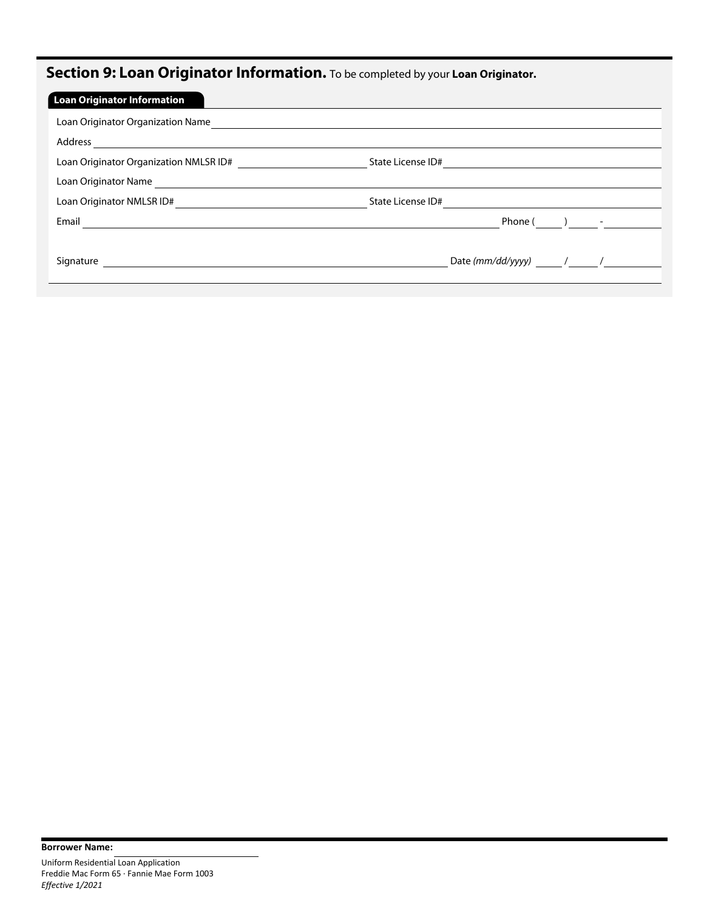## Section 9: Loan Originator Information. To be completed by your **Loan Originator.**

### Loan Originator Information

Loan Originator Organization Name \_\_\_\_\_\_\_\_\_\_\_\_\_\_\_\_\_\_\_\_\_\_\_\_\_\_\_\_\_\_\_\_\_\_\_\_\_\_\_\_

Address \_\_\_\_\_\_\_\_\_\_\_\_\_\_\_\_\_\_\_\_\_\_\_\_\_\_\_\_\_\_\_\_\_\_\_\_\_\_\_\_

Loan Originator Organization NMLSR ID# \_\_\_\_\_\_\_\_\_\_\_\_\_\_\_\_ State License ID# \_\_\_\_\_\_\_\_\_\_\_\_\_\_\_\_

Loan Originator Name \_\_\_\_\_\_\_\_\_\_\_\_\_\_\_\_\_\_\_\_\_\_\_\_\_\_\_\_\_\_\_\_\_\_\_\_\_\_\_\_

Loan Originator NMLSR ID# \_\_\_\_\_\_\_\_\_\_\_\_\_\_\_\_ State License ID# \_\_\_\_\_\_\_\_\_\_\_\_\_\_\_\_

Email \_\_\_\_\_\_\_\_\_\_\_\_\_\_\_\_\_\_\_\_\_\_\_\_\_\_\_\_\_\_\_\_ Phone (\_\_\_\_) \_\_\_\_ - \_\_\_\_\_\_

Signature \_\_\_\_\_\_\_\_\_\_\_\_\_\_\_\_\_\_\_\_\_\_\_\_\_\_\_\_\_\_\_\_ Date *(mm/dd/yyyy)* \_\_\_\_ / \_\_\_\_ / \_\_\_\_\_\_

**Borrower Name:** \_\_\_\_\_\_\_\_\_\_\_\_\_\_\_\_

Uniform Residential Loan Application
Freddie Mac Form 65 · Fannie Mae Form 1003
*Effective 1/2021*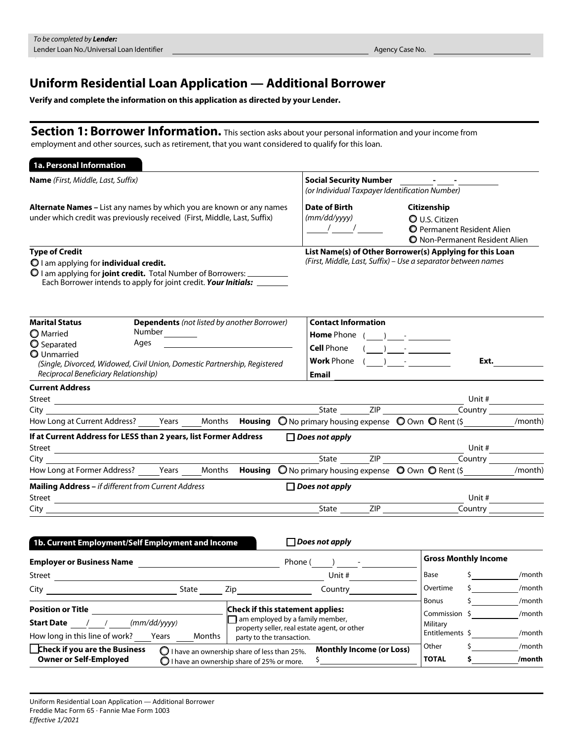*To be completed by* ***Lender:***
Lender Loan No./Universal Loan Identifier ______________________ Agency Case No. ______________

# Uniform Residential Loan Application — Additional Borrower

**Verify and complete the information on this application as directed by your Lender.**

## Section 1: Borrower Information.

This section asks about your personal information and your income from employment and other sources, such as retirement, that you want considered to qualify for this loan.

### 1a. Personal Information

**Name** *(First, Middle, Last, Suffix)*

**Social Security Number** ____-____-____ *(or Individual Taxpayer Identification Number)*

**Alternate Names –** List any names by which you are known or any names under which credit was previously received (First, Middle, Last, Suffix)

**Date of Birth** *(mm/dd/yyyy)* ____/____/____

**Citizenship**
- ○ U.S. Citizen
- ○ Permanent Resident Alien
- ○ Non-Permanent Resident Alien

**Type of Credit**
- ○ I am applying for **individual credit.**
- ○ I am applying for **joint credit.** Total Number of Borrowers: ______
  Each Borrower intends to apply for joint credit. ***Your Initials:*** ______

**List Name(s) of Other Borrower(s) Applying for this Loan**
*(First, Middle, Last, Suffix) – Use a separator between names*

**Marital Status**
- ○ Married
- ○ Separated
- ○ Unmarried
  *(Single, Divorced, Widowed, Civil Union, Domestic Partnership, Registered Reciprocal Beneficiary Relationship)*

**Dependents** *(not listed by another Borrower)*
Number ______
Ages ______

**Contact Information**
**Home** Phone ( ) - 
**Cell** Phone ( ) - 
**Work** Phone ( ) - **Ext.** ______
**Email** ______

**Current Address**
Street ______ Unit # ______
City ______ State ______ ZIP ______ Country ______
How Long at Current Address? ____ Years ____ Months **Housing** ○ No primary housing expense ○ Own ○ Rent ($ ______ /month)

**If at Current Address for LESS than 2 years, list Former Address** ☐ ***Does not apply***
Street ______ Unit # ______
City ______ State ______ ZIP ______ Country ______
How Long at Former Address? ____ Years ____ Months **Housing** ○ No primary housing expense ○ Own ○ Rent ($ ______ /month)

**Mailing Address –** *if different from Current Address* ☐ ***Does not apply***
Street ______ Unit # ______
City ______ State ______ ZIP ______ Country ______

### 1b. Current Employment/Self Employment and Income

☐ ***Does not apply***

**Employer or Business Name** ______ Phone ( ) - 
Street ______ Unit # ______
City ______ State ______ Zip ______ Country ______

**Position or Title** ______
**Start Date** ____/____/____ *(mm/dd/yyyy)*
How long in this line of work? ____ Years ____ Months

**Check if this statement applies:**
☐ I am employed by a family member, property seller, real estate agent, or other party to the transaction.

☐ **Check if you are the Business Owner or Self-Employed**
- ○ I have an ownership share of less than 25%.
- ○ I have an ownership share of 25% or more.

**Monthly Income (or Loss)**
$ ______

| **Gross Monthly Income** | | |
|---|---|---|
| Base | $ | /month |
| Overtime | $ | /month |
| Bonus | $ | /month |
| Commission | $ | /month |
| Military Entitlements | $ | /month |
| Other | $ | /month |
| **TOTAL** | **$** | **/month** |

Uniform Residential Loan Application — Additional Borrower
Freddie Mac Form 65 · Fannie Mae Form 1003
*Effective 1/2021*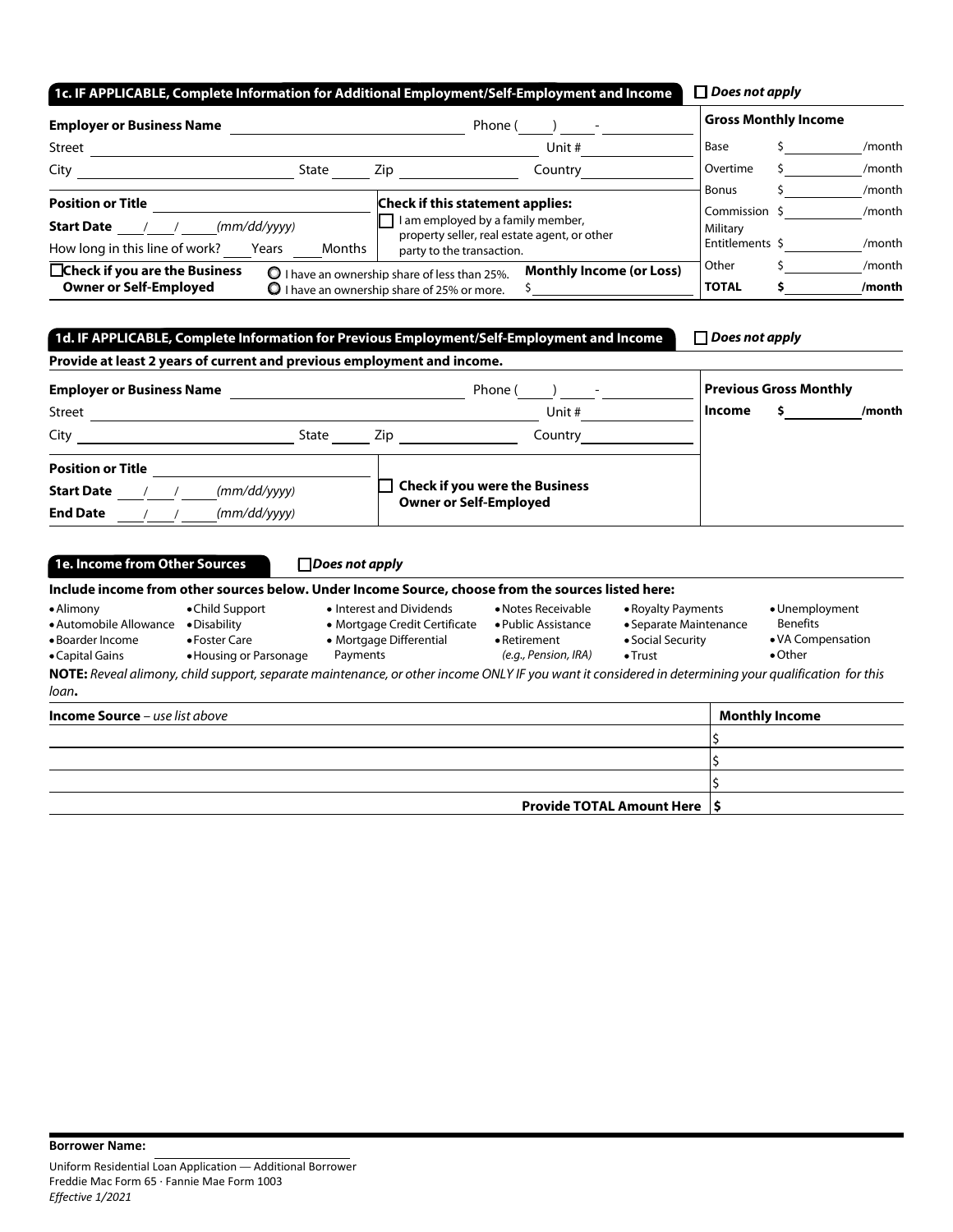## 1c. IF APPLICABLE, Complete Information for Additional Employment/Self-Employment and Income

☐ *Does not apply*

**Employer or Business Name** ______________________ Phone (____) ____-________

Street ______________________ Unit # ________

City ______________ State ____ Zip ________ Country ________

**Position or Title** ______________________

**Start Date** ___/___/_____ *(mm/dd/yyyy)*

How long in this line of work? ____ Years ____ Months

**Check if this statement applies:**

☐ I am employed by a family member, property seller, real estate agent, or other party to the transaction.

☐ **Check if you are the Business Owner or Self-Employed**

○ I have an ownership share of less than 25%.
○ I have an ownership share of 25% or more.

**Monthly Income (or Loss)** $ ________

| Gross Monthly Income | | |
|---|---|---|
| Base | $ | /month |
| Overtime | $ | /month |
| Bonus | $ | /month |
| Commission | $ | /month |
| Military Entitlements | $ | /month |
| Other | $ | /month |
| **TOTAL** | **$** | **/month** |

## 1d. IF APPLICABLE, Complete Information for Previous Employment/Self-Employment and Income

☐ *Does not apply*

**Provide at least 2 years of current and previous employment and income.**

**Employer or Business Name** ______________________ Phone (____) ____-________

Street ______________________ Unit # ________

City ______________ State ____ Zip ________ Country ________

**Position or Title** ______________________

**Start Date** ___/___/_____ *(mm/dd/yyyy)*

**End Date** ___/___/_____ *(mm/dd/yyyy)*

☐ **Check if you were the Business Owner or Self-Employed**

**Previous Gross Monthly Income** **$** ________ **/month**

## 1e. Income from Other Sources

☐ *Does not apply*

**Include income from other sources below. Under Income Source, choose from the sources listed here:**

- Alimony
- Automobile Allowance
- Boarder Income
- Capital Gains
- Child Support
- Disability
- Foster Care
- Housing or Parsonage
- Interest and Dividends
- Mortgage Credit Certificate
- Mortgage Differential Payments
- Notes Receivable
- Public Assistance
- Retirement *(e.g., Pension, IRA)*
- Royalty Payments
- Separate Maintenance
- Social Security
- Trust
- Unemployment Benefits
- VA Compensation
- Other

**NOTE:** *Reveal alimony, child support, separate maintenance, or other income ONLY IF you want it considered in determining your qualification for this loan***.**

| **Income Source** – *use list above* | **Monthly Income** |
|---|---|
| | $ |
| | $ |
| | $ |
| **Provide TOTAL Amount Here** | **$** |

**Borrower Name:** ______________________

Uniform Residential Loan Application — Additional Borrower
Freddie Mac Form 65 · Fannie Mae Form 1003
*Effective 1/2021*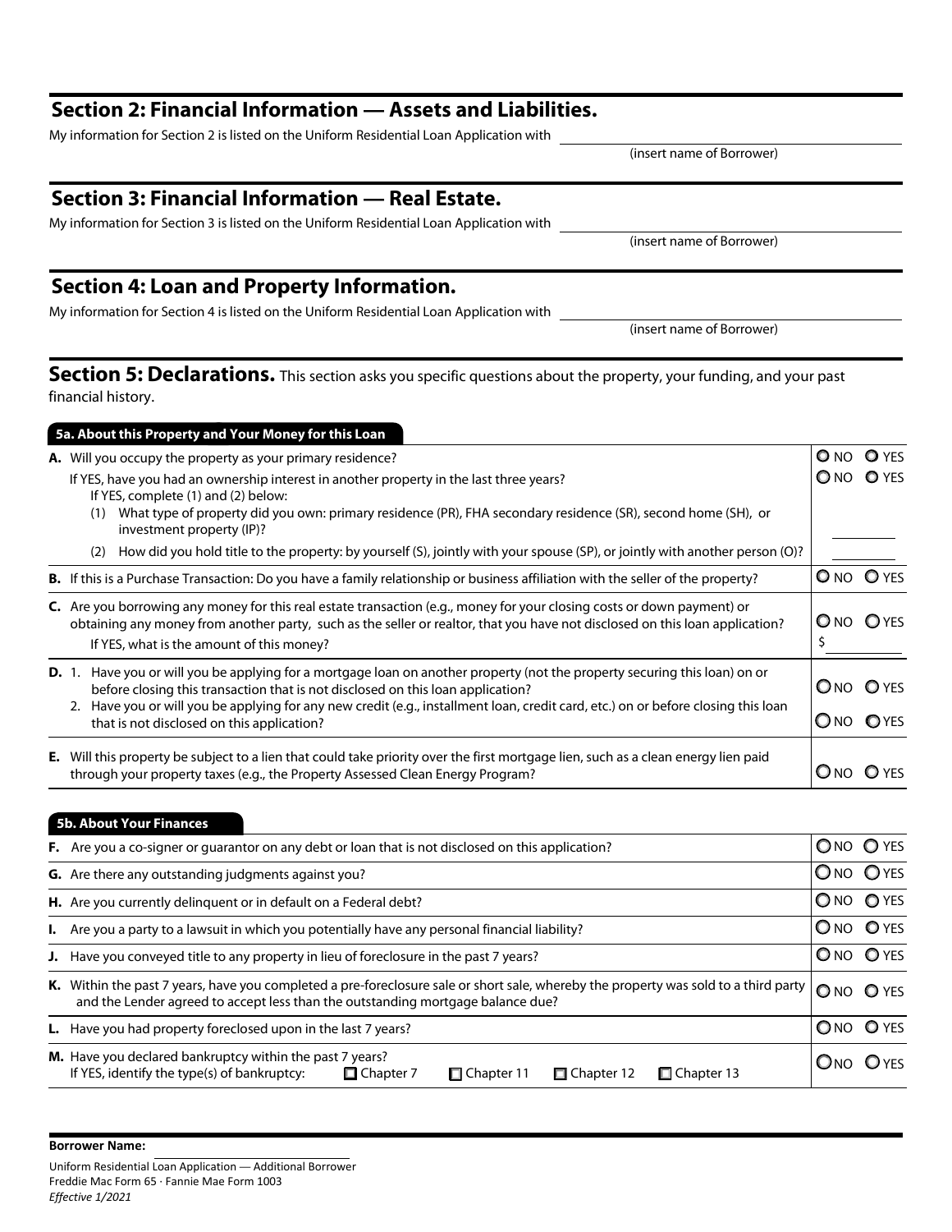## Section 2: Financial Information — Assets and Liabilities.

My information for Section 2 is listed on the Uniform Residential Loan Application with ______________________
(insert name of Borrower)

## Section 3: Financial Information — Real Estate.

My information for Section 3 is listed on the Uniform Residential Loan Application with ______________________
(insert name of Borrower)

## Section 4: Loan and Property Information.

My information for Section 4 is listed on the Uniform Residential Loan Application with ______________________
(insert name of Borrower)

## Section 5: Declarations.

This section asks you specific questions about the property, your funding, and your past financial history.

### 5a. About this Property and Your Money for this Loan

| | |
|---|---|
| **A.** Will you occupy the property as your primary residence? | ○ NO ○ YES |
| If YES, have you had an ownership interest in another property in the last three years? If YES, complete (1) and (2) below: | ○ NO ○ YES |
| (1) What type of property did you own: primary residence (PR), FHA secondary residence (SR), second home (SH), or investment property (IP)? | ______ |
| (2) How did you hold title to the property: by yourself (S), jointly with your spouse (SP), or jointly with another person (O)? | ______ |
| **B.** If this is a Purchase Transaction: Do you have a family relationship or business affiliation with the seller of the property? | ○ NO ○ YES |
| **C.** Are you borrowing any money for this real estate transaction (e.g., money for your closing costs or down payment) or obtaining any money from another party, such as the seller or realtor, that you have not disclosed on this loan application? If YES, what is the amount of this money? | ○ NO ○ YES $ ______ |
| **D.** 1. Have you or will you be applying for a mortgage loan on another property (not the property securing this loan) on or before closing this transaction that is not disclosed on this loan application? | ○ NO ○ YES |
| 2. Have you or will you be applying for any new credit (e.g., installment loan, credit card, etc.) on or before closing this loan that is not disclosed on this application? | ○ NO ○ YES |
| **E.** Will this property be subject to a lien that could take priority over the first mortgage lien, such as a clean energy lien paid through your property taxes (e.g., the Property Assessed Clean Energy Program? | ○ NO ○ YES |

### 5b. About Your Finances

| | |
|---|---|
| **F.** Are you a co-signer or guarantor on any debt or loan that is not disclosed on this application? | ○ NO ○ YES |
| **G.** Are there any outstanding judgments against you? | ○ NO ○ YES |
| **H.** Are you currently delinquent or in default on a Federal debt? | ○ NO ○ YES |
| **I.** Are you a party to a lawsuit in which you potentially have any personal financial liability? | ○ NO ○ YES |
| **J.** Have you conveyed title to any property in lieu of foreclosure in the past 7 years? | ○ NO ○ YES |
| **K.** Within the past 7 years, have you completed a pre-foreclosure sale or short sale, whereby the property was sold to a third party and the Lender agreed to accept less than the outstanding mortgage balance due? | ○ NO ○ YES |
| **L.** Have you had property foreclosed upon in the last 7 years? | ○ NO ○ YES |
| **M.** Have you declared bankruptcy within the past 7 years? If YES, identify the type(s) of bankruptcy: ☐ Chapter 7 ☐ Chapter 11 ☐ Chapter 12 ☐ Chapter 13 | ○ NO ○ YES |

**Borrower Name:** ______________________

Uniform Residential Loan Application — Additional Borrower
Freddie Mac Form 65 · Fannie Mae Form 1003
*Effective 1/2021*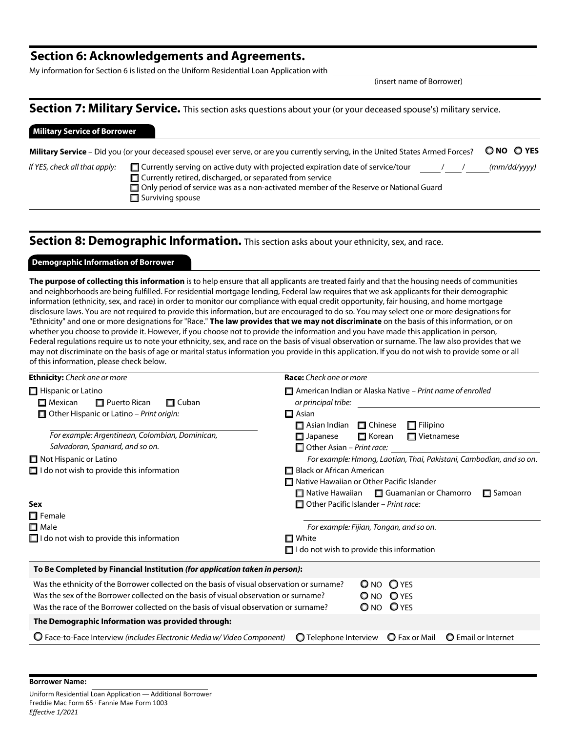## Section 6: Acknowledgements and Agreements.

My information for Section 6 is listed on the Uniform Residential Loan Application with ______________________________
(insert name of Borrower)

## Section 7: Military Service. This section asks questions about your (or your deceased spouse's) military service.

### Military Service of Borrower

**Military Service** – Did you (or your deceased spouse) ever serve, or are you currently serving, in the United States Armed Forces? ○ **NO** ○ **YES**

*If YES, check all that apply:*

- ☐ Currently serving on active duty with projected expiration date of service/tour ____/____/______ *(mm/dd/yyyy)*
- ☐ Currently retired, discharged, or separated from service
- ☐ Only period of service was as a non-activated member of the Reserve or National Guard
- ☐ Surviving spouse

## Section 8: Demographic Information. This section asks about your ethnicity, sex, and race.

### Demographic Information of Borrower

**The purpose of collecting this information** is to help ensure that all applicants are treated fairly and that the housing needs of communities and neighborhoods are being fulfilled. For residential mortgage lending, Federal law requires that we ask applicants for their demographic information (ethnicity, sex, and race) in order to monitor our compliance with equal credit opportunity, fair housing, and home mortgage disclosure laws. You are not required to provide this information, but are encouraged to do so. You may select one or more designations for "Ethnicity" and one or more designations for "Race." **The law provides that we may not discriminate** on the basis of this information, or on whether you choose to provide it. However, if you choose not to provide the information and you have made this application in person, Federal regulations require us to note your ethnicity, sex, and race on the basis of visual observation or surname. The law also provides that we may not discriminate on the basis of age or marital status information you provide in this application. If you do not wish to provide some or all of this information, please check below.

**Ethnicity:** *Check one or more*

- ☐ Hispanic or Latino
  - ☐ Mexican ☐ Puerto Rican ☐ Cuban
  - ☐ Other Hispanic or Latino – *Print origin:* ______________________
    *For example: Argentinean, Colombian, Dominican, Salvadoran, Spaniard, and so on.*
- ☐ Not Hispanic or Latino
- ☐ I do not wish to provide this information

**Sex**

- ☐ Female
- ☐ Male
- ☐ I do not wish to provide this information

**Race:** *Check one or more*

- ☐ American Indian or Alaska Native – *Print name of enrolled or principal tribe:* ______________________
- ☐ Asian
  - ☐ Asian Indian ☐ Chinese ☐ Filipino
  - ☐ Japanese ☐ Korean ☐ Vietnamese
  - ☐ Other Asian – *Print race:* ______________________
    *For example: Hmong, Laotian, Thai, Pakistani, Cambodian, and so on.*
- ☐ Black or African American
- ☐ Native Hawaiian or Other Pacific Islander
  - ☐ Native Hawaiian ☐ Guamanian or Chamorro ☐ Samoan
  - ☐ Other Pacific Islander – *Print race:* ______________________
    *For example: Fijian, Tongan, and so on.*
- ☐ White
- ☐ I do not wish to provide this information

**To Be Completed by Financial Institution *(for application taken in person)*:**

| | |
|---|---|
| Was the ethnicity of the Borrower collected on the basis of visual observation or surname? | ○ NO ○ YES |
| Was the sex of the Borrower collected on the basis of visual observation or surname? | ○ NO ○ YES |
| Was the race of the Borrower collected on the basis of visual observation or surname? | ○ NO ○ YES |

**The Demographic Information was provided through:**

○ Face-to-Face Interview *(includes Electronic Media w/ Video Component)* ○ Telephone Interview ○ Fax or Mail ○ Email or Internet

**Borrower Name:** ______________________

Uniform Residential Loan Application — Additional Borrower
Freddie Mac Form 65 · Fannie Mae Form 1003
*Effective 1/2021*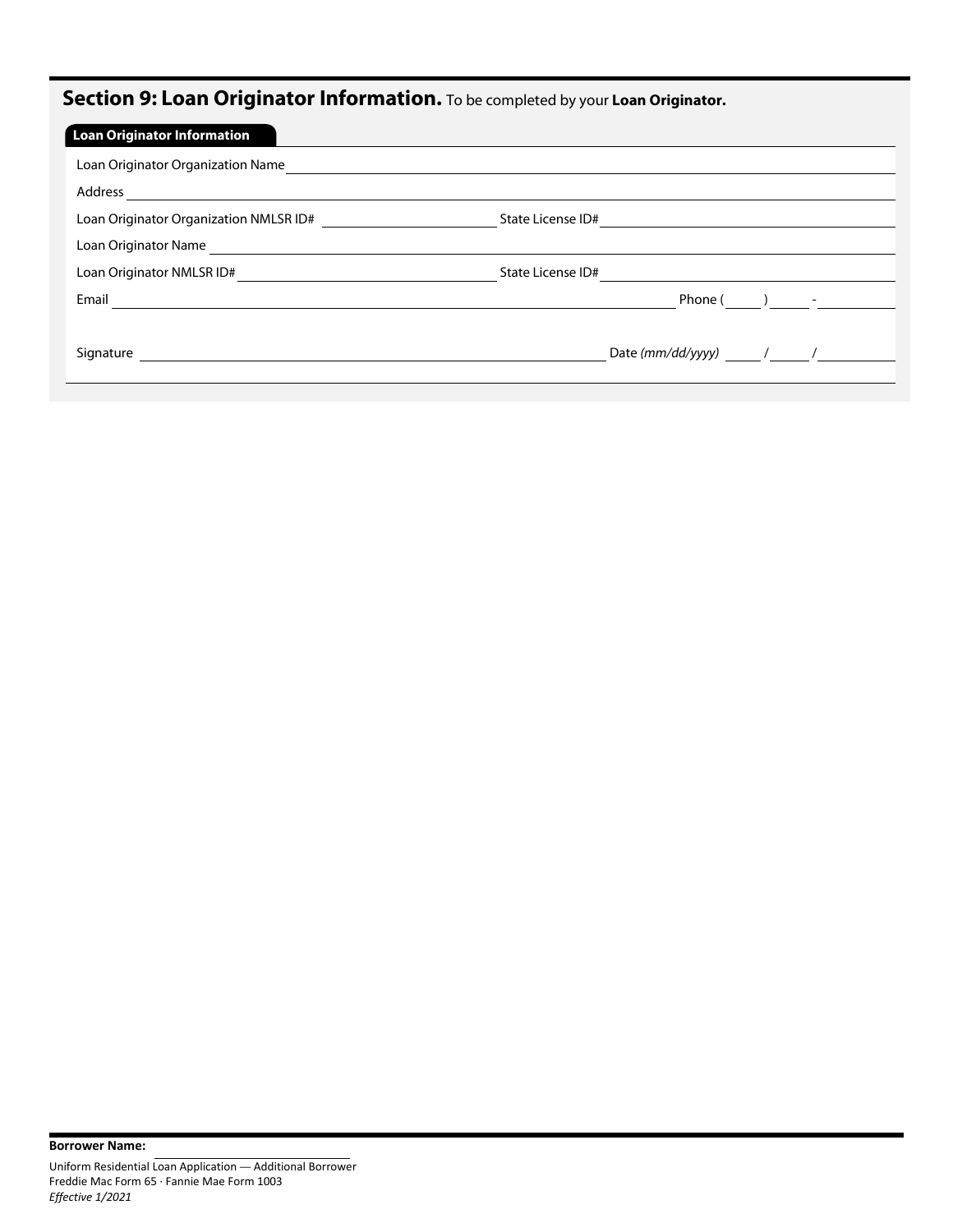## Section 9: Loan Originator Information. To be completed by your **Loan Originator.**

**Loan Originator Information**

Loan Originator Organization Name ______________________________

Address ______________________________

Loan Originator Organization NMLSR ID# ______________ State License ID# ______________

Loan Originator Name ______________________________

Loan Originator NMLSR ID# ______________ State License ID# ______________

Email ______________________________ Phone ( ____ ) ____ - ______

Signature ______________________________ Date *(mm/dd/yyyy)* ____ / ____ / ______

**Borrower Name:** ______________

Uniform Residential Loan Application — Additional Borrower
Freddie Mac Form 65 · Fannie Mae Form 1003
*Effective 1/2021*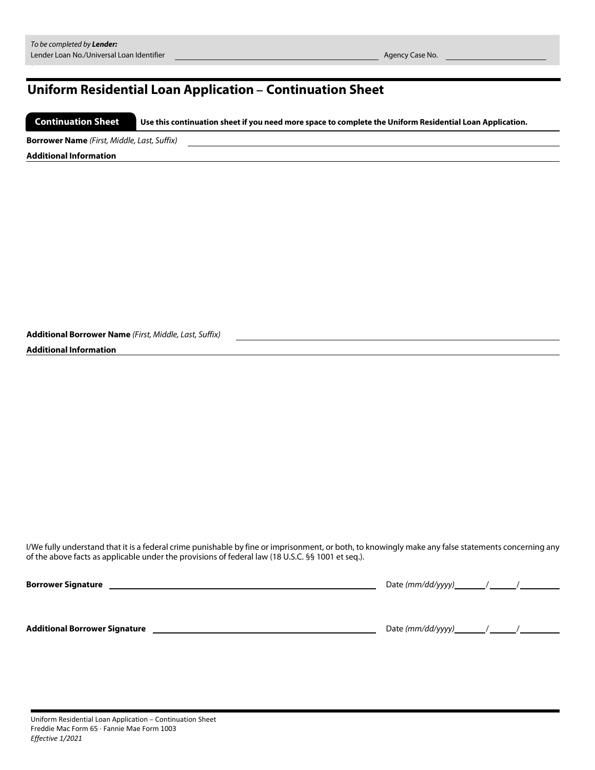*To be completed by* ***Lender:***
Lender Loan No./Universal Loan Identifier \_\_\_\_\_\_\_\_\_\_\_\_\_\_\_\_\_\_\_\_ Agency Case No. \_\_\_\_\_\_\_\_\_\_\_\_\_\_\_\_\_\_\_\_

# Uniform Residential Loan Application – Continuation Sheet

**Continuation Sheet** **Use this continuation sheet if you need more space to complete the Uniform Residential Loan Application.**

**Borrower Name** *(First, Middle, Last, Suffix)* \_\_\_\_\_\_\_\_\_\_\_\_\_\_\_\_\_\_\_\_

**Additional Information**

**Additional Borrower Name** *(First, Middle, Last, Suffix)* \_\_\_\_\_\_\_\_\_\_\_\_\_\_\_\_\_\_\_\_

**Additional Information**

I/We fully understand that it is a federal crime punishable by fine or imprisonment, or both, to knowingly make any false statements concerning any of the above facts as applicable under the provisions of federal law (18 U.S.C. §§ 1001 et seq.).

**Borrower Signature** \_\_\_\_\_\_\_\_\_\_\_\_\_\_\_\_\_\_\_\_ Date *(mm/dd/yyyy)* \_\_\_\_\_ / \_\_\_\_\_ / \_\_\_\_\_\_\_

**Additional Borrower Signature** \_\_\_\_\_\_\_\_\_\_\_\_\_\_\_\_\_\_\_\_ Date *(mm/dd/yyyy)* \_\_\_\_\_ / \_\_\_\_\_ / \_\_\_\_\_\_\_

Uniform Residential Loan Application – Continuation Sheet
Freddie Mac Form 65 · Fannie Mae Form 1003
*Effective 1/2021*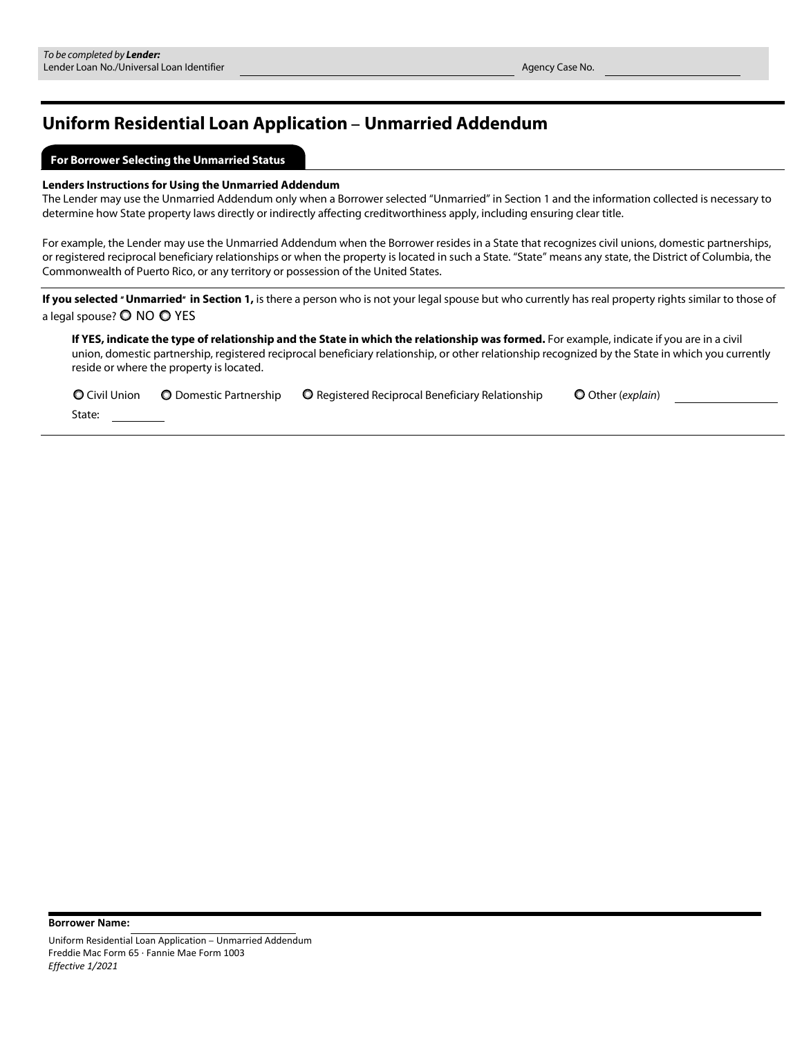*To be completed by* ***Lender:***
Lender Loan No./Universal Loan Identifier ______________________ Agency Case No. ______________

# Uniform Residential Loan Application – Unmarried Addendum

## For Borrower Selecting the Unmarried Status

**Lenders Instructions for Using the Unmarried Addendum**

The Lender may use the Unmarried Addendum only when a Borrower selected "Unmarried" in Section 1 and the information collected is necessary to determine how State property laws directly or indirectly affecting creditworthiness apply, including ensuring clear title.

For example, the Lender may use the Unmarried Addendum when the Borrower resides in a State that recognizes civil unions, domestic partnerships, or registered reciprocal beneficiary relationships or when the property is located in such a State. "State" means any state, the District of Columbia, the Commonwealth of Puerto Rico, or any territory or possession of the United States.

**If you selected "Unmarried" in Section 1,** is there a person who is not your legal spouse but who currently has real property rights similar to those of a legal spouse? ○ NO ○ YES

**If YES, indicate the type of relationship and the State in which the relationship was formed.** For example, indicate if you are in a civil union, domestic partnership, registered reciprocal beneficiary relationship, or other relationship recognized by the State in which you currently reside or where the property is located.

○ Civil Union ○ Domestic Partnership ○ Registered Reciprocal Beneficiary Relationship ○ Other (*explain*) ______________

State: ________

**Borrower Name:** ______________________

Uniform Residential Loan Application – Unmarried Addendum
Freddie Mac Form 65 · Fannie Mae Form 1003
*Effective 1/2021*